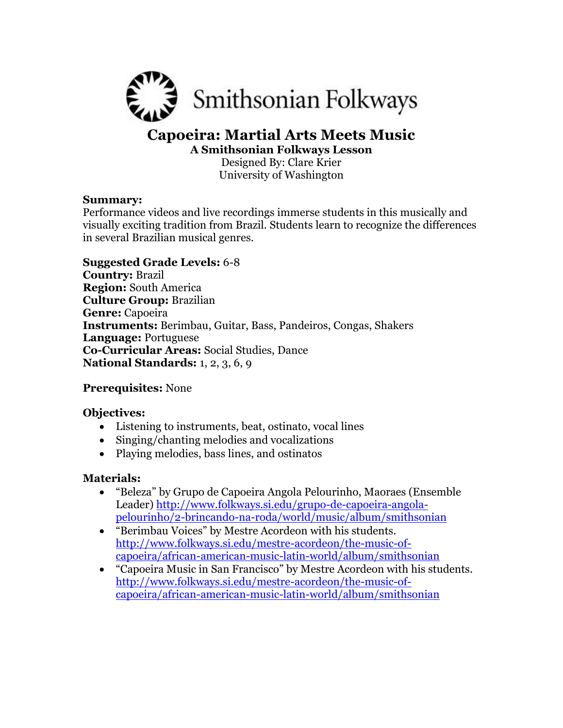Smithsonian Folkways

# Capoeira: Martial Arts Meets Music

**A Smithsonian Folkways Lesson**

Designed By: Clare Krier
University of Washington

**Summary:**
Performance videos and live recordings immerse students in this musically and visually exciting tradition from Brazil. Students learn to recognize the differences in several Brazilian musical genres.

**Suggested Grade Levels:** 6-8
**Country:** Brazil
**Region:** South America
**Culture Group:** Brazilian
**Genre:** Capoeira
**Instruments:** Berimbau, Guitar, Bass, Pandeiros, Congas, Shakers
**Language:** Portuguese
**Co-Curricular Areas:** Social Studies, Dance
**National Standards:** 1, 2, 3, 6, 9

**Prerequisites:** None

**Objectives:**
- Listening to instruments, beat, ostinato, vocal lines
- Singing/chanting melodies and vocalizations
- Playing melodies, bass lines, and ostinatos

**Materials:**
- "Beleza" by Grupo de Capoeira Angola Pelourinho, Maoraes (Ensemble Leader) http://www.folkways.si.edu/grupo-de-capoeira-angola-pelourinho/2-brincando-na-roda/world/music/album/smithsonian
- "Berimbau Voices" by Mestre Acordeon with his students. http://www.folkways.si.edu/mestre-acordeon/the-music-of-capoeira/african-american-music-latin-world/album/smithsonian
- "Capoeira Music in San Francisco" by Mestre Acordeon with his students. http://www.folkways.si.edu/mestre-acordeon/the-music-of-capoeira/african-american-music-latin-world/album/smithsonian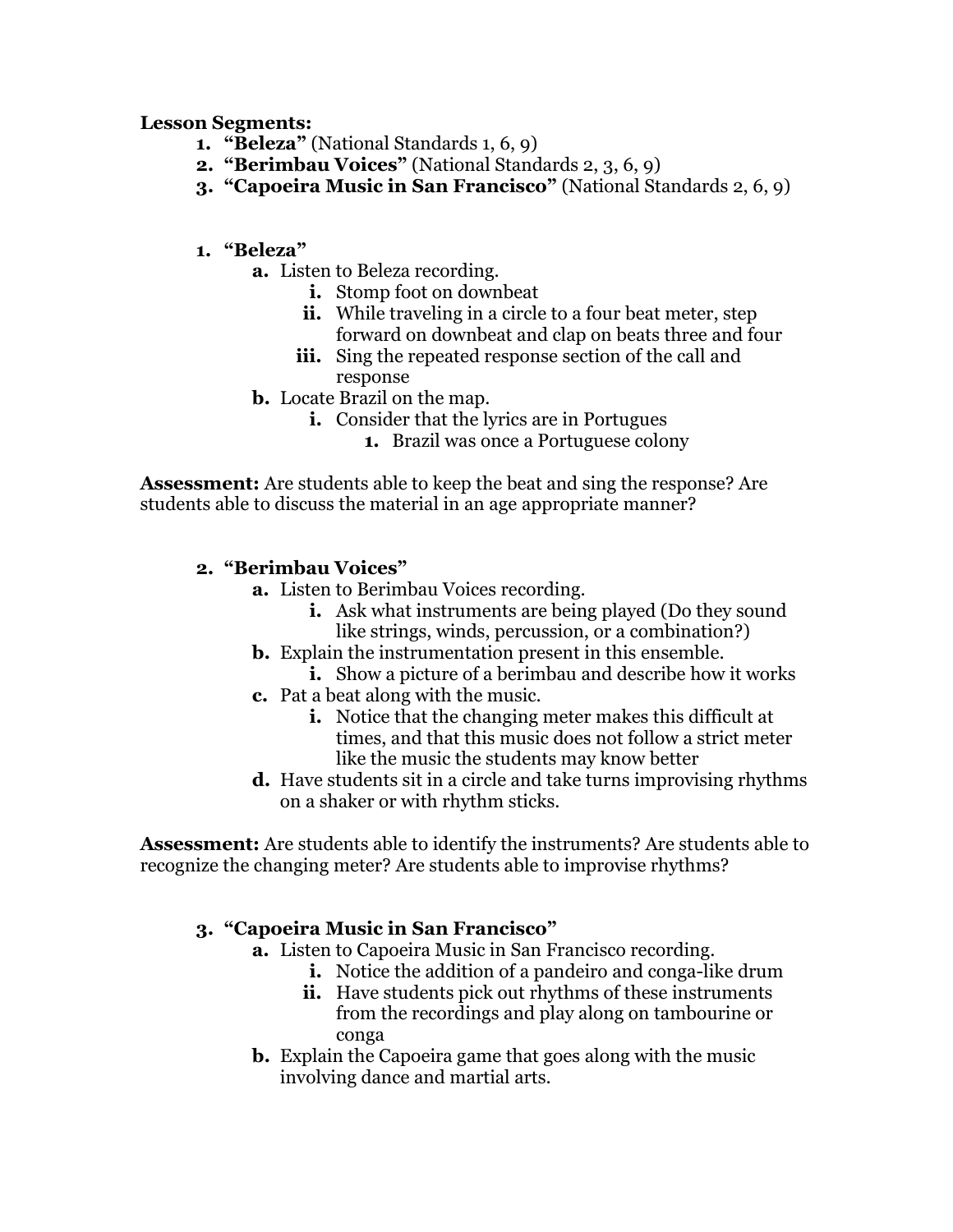**Lesson Segments:**

1. **"Beleza"** (National Standards 1, 6, 9)
2. **"Berimbau Voices"** (National Standards 2, 3, 6, 9)
3. **"Capoeira Music in San Francisco"** (National Standards 2, 6, 9)

1. **"Beleza"**
   a. Listen to Beleza recording.
      i. Stomp foot on downbeat
      ii. While traveling in a circle to a four beat meter, step forward on downbeat and clap on beats three and four
      iii. Sing the repeated response section of the call and response
   b. Locate Brazil on the map.
      i. Consider that the lyrics are in Portugues
         1. Brazil was once a Portuguese colony

**Assessment:** Are students able to keep the beat and sing the response? Are students able to discuss the material in an age appropriate manner?

2. **"Berimbau Voices"**
   a. Listen to Berimbau Voices recording.
      i. Ask what instruments are being played (Do they sound like strings, winds, percussion, or a combination?)
   b. Explain the instrumentation present in this ensemble.
      i. Show a picture of a berimbau and describe how it works
   c. Pat a beat along with the music.
      i. Notice that the changing meter makes this difficult at times, and that this music does not follow a strict meter like the music the students may know better
   d. Have students sit in a circle and take turns improvising rhythms on a shaker or with rhythm sticks.

**Assessment:** Are students able to identify the instruments? Are students able to recognize the changing meter? Are students able to improvise rhythms?

3. **"Capoeira Music in San Francisco"**
   a. Listen to Capoeira Music in San Francisco recording.
      i. Notice the addition of a pandeiro and conga-like drum
      ii. Have students pick out rhythms of these instruments from the recordings and play along on tambourine or conga
   b. Explain the Capoeira game that goes along with the music involving dance and martial arts.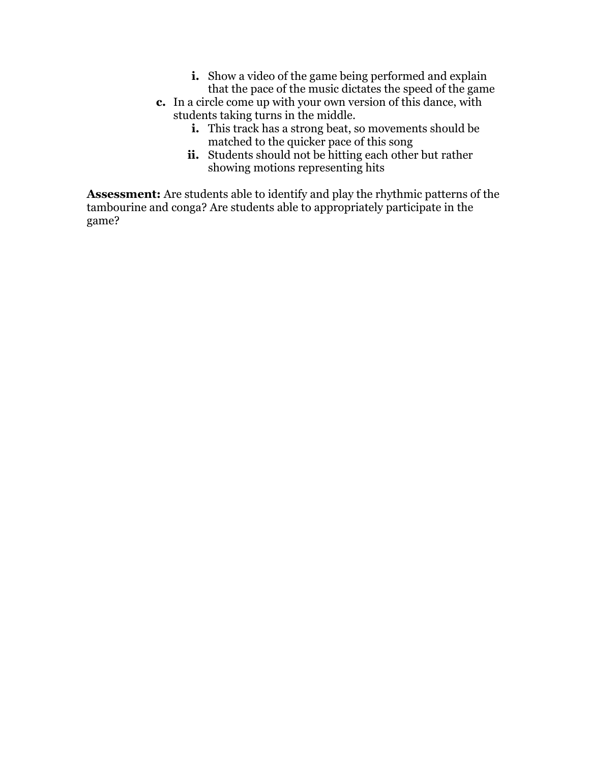i. Show a video of the game being performed and explain that the pace of the music dictates the speed of the game

    c. In a circle come up with your own version of this dance, with students taking turns in the middle.

        i. This track has a strong beat, so movements should be matched to the quicker pace of this song

        ii. Students should not be hitting each other but rather showing motions representing hits

**Assessment:** Are students able to identify and play the rhythmic patterns of the tambourine and conga? Are students able to appropriately participate in the game?